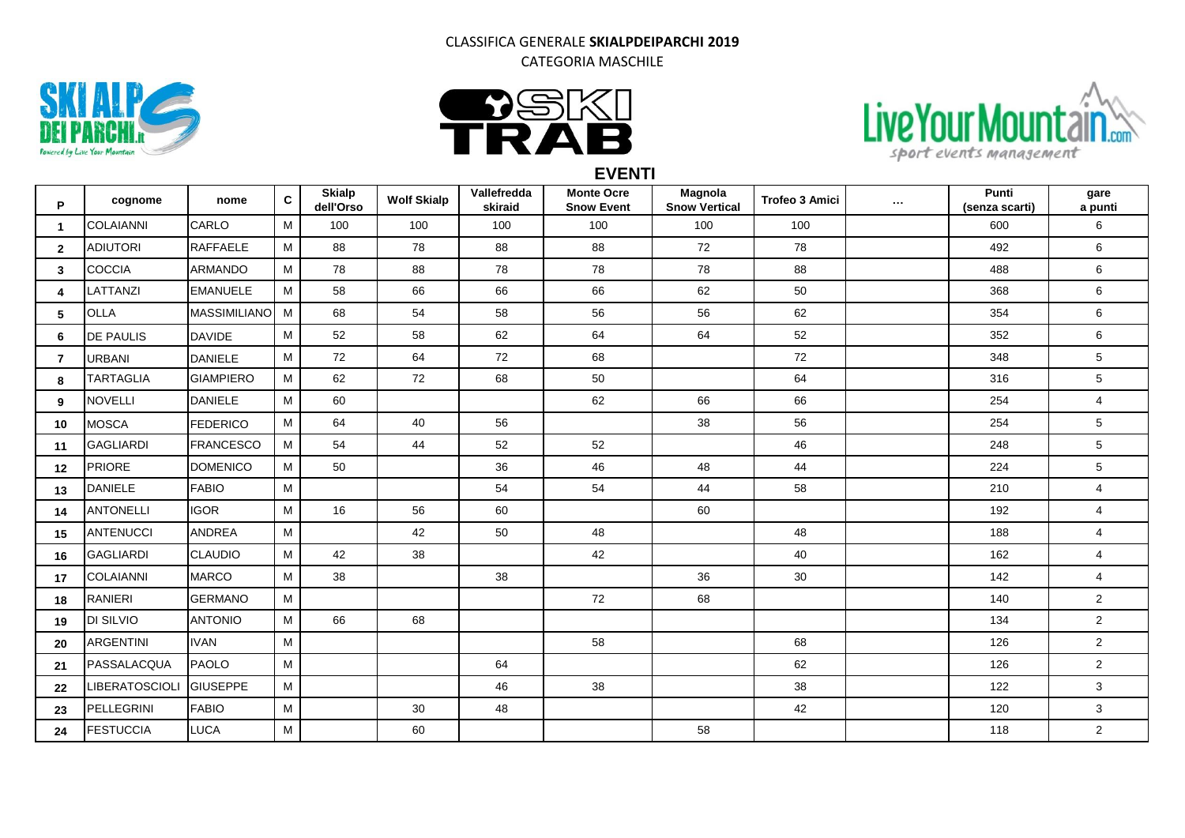CLASSIFICA GENERALE **SKIALPDEIPARCHI 2019**

CATEGORIA MASCHILE

**EVENTI**

| P | cognome | nome | C | Skialp dell'Orso | Wolf Skialp | Vallefredda skiraid | Monte Ocre Snow Event | Magnola Snow Vertical | Trofeo 3 Amici | ... | Punti (senza scarti) | gare a punti |
|---|---|---|---|---|---|---|---|---|---|---|---|---|
| 1 | COLAIANNI | CARLO | M | 100 | 100 | 100 | 100 | 100 | 100 | | 600 | 6 |
| 2 | ADIUTORI | RAFFAELE | M | 88 | 78 | 88 | 88 | 72 | 78 | | 492 | 6 |
| 3 | COCCIA | ARMANDO | M | 78 | 88 | 78 | 78 | 78 | 88 | | 488 | 6 |
| 4 | LATTANZI | EMANUELE | M | 58 | 66 | 66 | 66 | 62 | 50 | | 368 | 6 |
| 5 | OLLA | MASSIMILIANO | M | 68 | 54 | 58 | 56 | 56 | 62 | | 354 | 6 |
| 6 | DE PAULIS | DAVIDE | M | 52 | 58 | 62 | 64 | 64 | 52 | | 352 | 6 |
| 7 | URBANI | DANIELE | M | 72 | 64 | 72 | 68 | | 72 | | 348 | 5 |
| 8 | TARTAGLIA | GIAMPIERO | M | 62 | 72 | 68 | 50 | | 64 | | 316 | 5 |
| 9 | NOVELLI | DANIELE | M | 60 | | | 62 | 66 | 66 | | 254 | 4 |
| 10 | MOSCA | FEDERICO | M | 64 | 40 | 56 | | 38 | 56 | | 254 | 5 |
| 11 | GAGLIARDI | FRANCESCO | M | 54 | 44 | 52 | 52 | | 46 | | 248 | 5 |
| 12 | PRIORE | DOMENICO | M | 50 | | 36 | 46 | 48 | 44 | | 224 | 5 |
| 13 | DANIELE | FABIO | M | | | 54 | 54 | 44 | 58 | | 210 | 4 |
| 14 | ANTONELLI | IGOR | M | 16 | 56 | 60 | | 60 | | | 192 | 4 |
| 15 | ANTENUCCI | ANDREA | M | | 42 | 50 | 48 | | 48 | | 188 | 4 |
| 16 | GAGLIARDI | CLAUDIO | M | 42 | 38 | | 42 | | 40 | | 162 | 4 |
| 17 | COLAIANNI | MARCO | M | 38 | | 38 | | 36 | 30 | | 142 | 4 |
| 18 | RANIERI | GERMANO | M | | | | 72 | 68 | | | 140 | 2 |
| 19 | DI SILVIO | ANTONIO | M | 66 | 68 | | | | | | 134 | 2 |
| 20 | ARGENTINI | IVAN | M | | | | 58 | | 68 | | 126 | 2 |
| 21 | PASSALACQUA | PAOLO | M | | | 64 | | | 62 | | 126 | 2 |
| 22 | LIBERATOSCIOLI | GIUSEPPE | M | | | 46 | 38 | | 38 | | 122 | 3 |
| 23 | PELLEGRINI | FABIO | M | | 30 | 48 | | | 42 | | 120 | 3 |
| 24 | FESTUCCIA | LUCA | M | | 60 | | | 58 | | | 118 | 2 |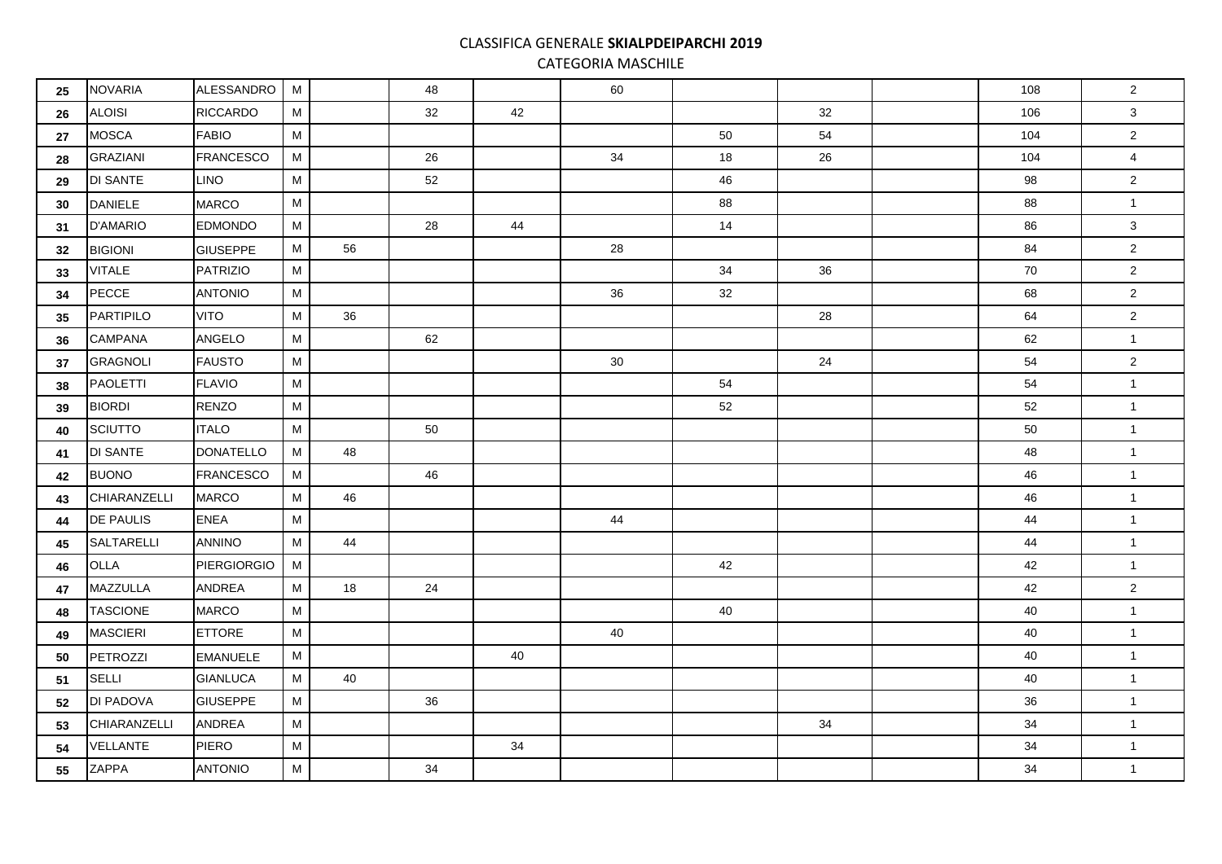CLASSIFICA GENERALE **SKIALPDEIPARCHI 2019**

CATEGORIA MASCHILE

| | | | | | | | | | | | | |
|---|---|---|---|---|---|---|---|---|---|---|---|---|
| 25 | NOVARIA | ALESSANDRO | M | | 48 | | 60 | | | | 108 | 2 |
| 26 | ALOISI | RICCARDO | M | | 32 | 42 | | | 32 | | 106 | 3 |
| 27 | MOSCA | FABIO | M | | | | | 50 | 54 | | 104 | 2 |
| 28 | GRAZIANI | FRANCESCO | M | | 26 | | 34 | 18 | 26 | | 104 | 4 |
| 29 | DI SANTE | LINO | M | | 52 | | | 46 | | | 98 | 2 |
| 30 | DANIELE | MARCO | M | | | | | 88 | | | 88 | 1 |
| 31 | D'AMARIO | EDMONDO | M | | 28 | 44 | | 14 | | | 86 | 3 |
| 32 | BIGIONI | GIUSEPPE | M | 56 | | | 28 | | | | 84 | 2 |
| 33 | VITALE | PATRIZIO | M | | | | | 34 | 36 | | 70 | 2 |
| 34 | PECCE | ANTONIO | M | | | | 36 | 32 | | | 68 | 2 |
| 35 | PARTIPILO | VITO | M | 36 | | | | | 28 | | 64 | 2 |
| 36 | CAMPANA | ANGELO | M | | 62 | | | | | | 62 | 1 |
| 37 | GRAGNOLI | FAUSTO | M | | | | 30 | | 24 | | 54 | 2 |
| 38 | PAOLETTI | FLAVIO | M | | | | | 54 | | | 54 | 1 |
| 39 | BIORDI | RENZO | M | | | | | 52 | | | 52 | 1 |
| 40 | SCIUTTO | ITALO | M | | 50 | | | | | | 50 | 1 |
| 41 | DI SANTE | DONATELLO | M | 48 | | | | | | | 48 | 1 |
| 42 | BUONO | FRANCESCO | M | | 46 | | | | | | 46 | 1 |
| 43 | CHIARANZELLI | MARCO | M | 46 | | | | | | | 46 | 1 |
| 44 | DE PAULIS | ENEA | M | | | | 44 | | | | 44 | 1 |
| 45 | SALTARELLI | ANNINO | M | 44 | | | | | | | 44 | 1 |
| 46 | OLLA | PIERGIORGIO | M | | | | | 42 | | | 42 | 1 |
| 47 | MAZZULLA | ANDREA | M | 18 | 24 | | | | | | 42 | 2 |
| 48 | TASCIONE | MARCO | M | | | | | 40 | | | 40 | 1 |
| 49 | MASCIERI | ETTORE | M | | | | 40 | | | | 40 | 1 |
| 50 | PETROZZI | EMANUELE | M | | | 40 | | | | | 40 | 1 |
| 51 | SELLI | GIANLUCA | M | 40 | | | | | | | 40 | 1 |
| 52 | DI PADOVA | GIUSEPPE | M | | 36 | | | | | | 36 | 1 |
| 53 | CHIARANZELLI | ANDREA | M | | | | | | 34 | | 34 | 1 |
| 54 | VELLANTE | PIERO | M | | | 34 | | | | | 34 | 1 |
| 55 | ZAPPA | ANTONIO | M | | 34 | | | | | | 34 | 1 |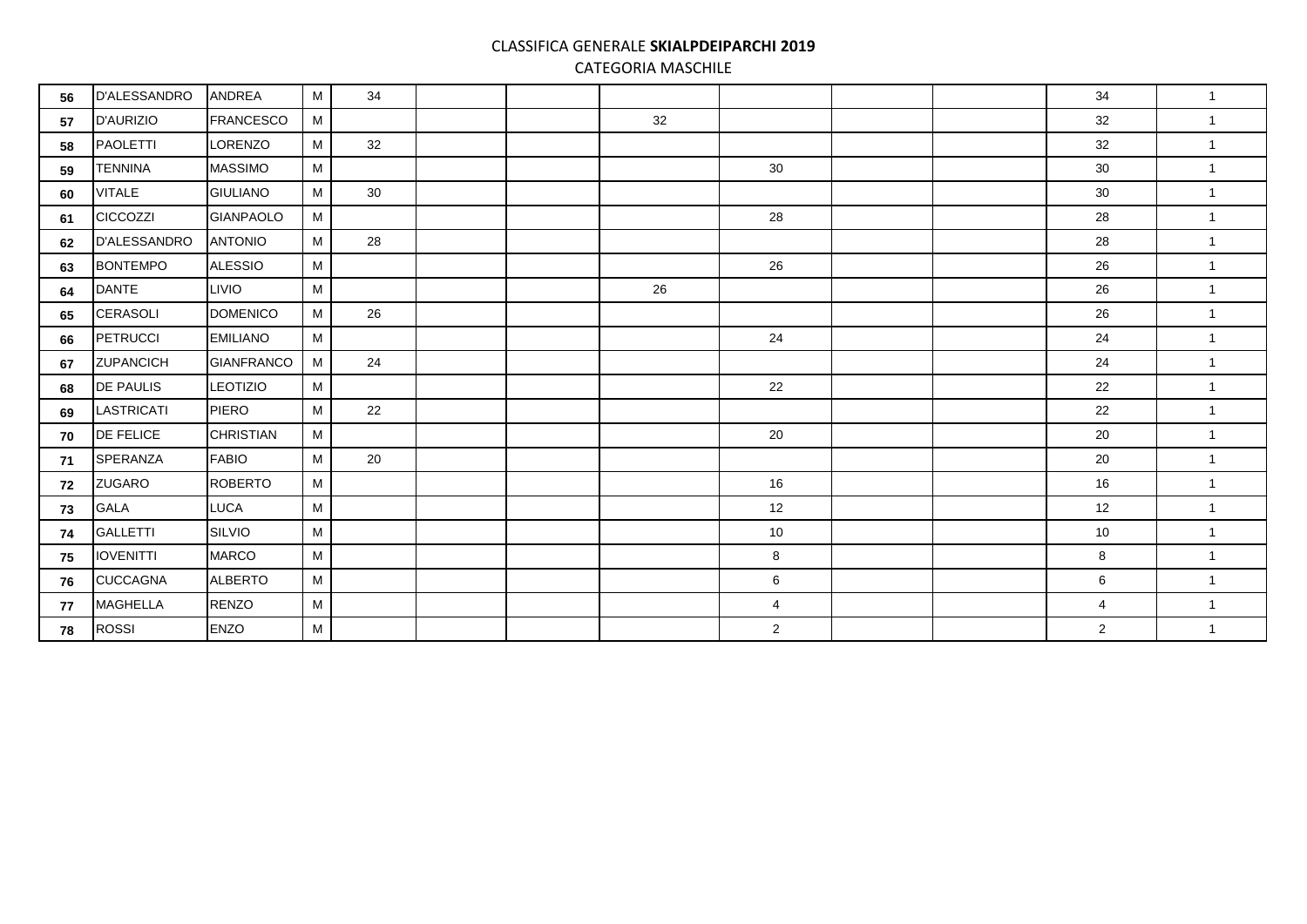## CLASSIFICA GENERALE **SKIALPDEIPARCHI 2019**

### CATEGORIA MASCHILE

| | | | | | | | | | | | | |
|---|---|---|---|---|---|---|---|---|---|---|---|---|
| **56** | D'ALESSANDRO | ANDREA | M | 34 | | | | | | | 34 | 1 |
| **57** | D'AURIZIO | FRANCESCO | M | | | | 32 | | | | 32 | 1 |
| **58** | PAOLETTI | LORENZO | M | 32 | | | | | | | 32 | 1 |
| **59** | TENNINA | MASSIMO | M | | | | | 30 | | | 30 | 1 |
| **60** | VITALE | GIULIANO | M | 30 | | | | | | | 30 | 1 |
| **61** | CICCOZZI | GIANPAOLO | M | | | | | 28 | | | 28 | 1 |
| **62** | D'ALESSANDRO | ANTONIO | M | 28 | | | | | | | 28 | 1 |
| **63** | BONTEMPO | ALESSIO | M | | | | | 26 | | | 26 | 1 |
| **64** | DANTE | LIVIO | M | | | | 26 | | | | 26 | 1 |
| **65** | CERASOLI | DOMENICO | M | 26 | | | | | | | 26 | 1 |
| **66** | PETRUCCI | EMILIANO | M | | | | | 24 | | | 24 | 1 |
| **67** | ZUPANCICH | GIANFRANCO | M | 24 | | | | | | | 24 | 1 |
| **68** | DE PAULIS | LEOTIZIO | M | | | | | 22 | | | 22 | 1 |
| **69** | LASTRICATI | PIERO | M | 22 | | | | | | | 22 | 1 |
| **70** | DE FELICE | CHRISTIAN | M | | | | | 20 | | | 20 | 1 |
| **71** | SPERANZA | FABIO | M | 20 | | | | | | | 20 | 1 |
| **72** | ZUGARO | ROBERTO | M | | | | | 16 | | | 16 | 1 |
| **73** | GALA | LUCA | M | | | | | 12 | | | 12 | 1 |
| **74** | GALLETTI | SILVIO | M | | | | | 10 | | | 10 | 1 |
| **75** | IOVENITTI | MARCO | M | | | | | 8 | | | 8 | 1 |
| **76** | CUCCAGNA | ALBERTO | M | | | | | 6 | | | 6 | 1 |
| **77** | MAGHELLA | RENZO | M | | | | | 4 | | | 4 | 1 |
| **78** | ROSSI | ENZO | M | | | | | 2 | | | 2 | 1 |